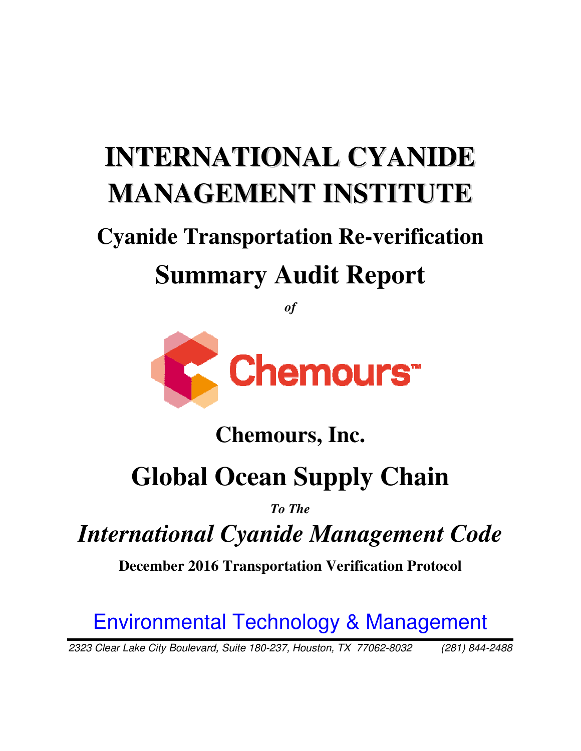# INTERNATIONAL CYANIDE MANAGEMENT INSTITUTE

## Cyanide Transportation Re-verification

## Summary Audit Report

***of***

Chemours™

## Chemours, Inc.

# Global Ocean Supply Chain

***To The***

## *International Cyanide Management Code*

**December 2016 Transportation Verification Protocol**

Environmental Technology & Management

*2323 Clear Lake City Boulevard, Suite 180-237, Houston, TX 77062-8032 (281) 844-2488*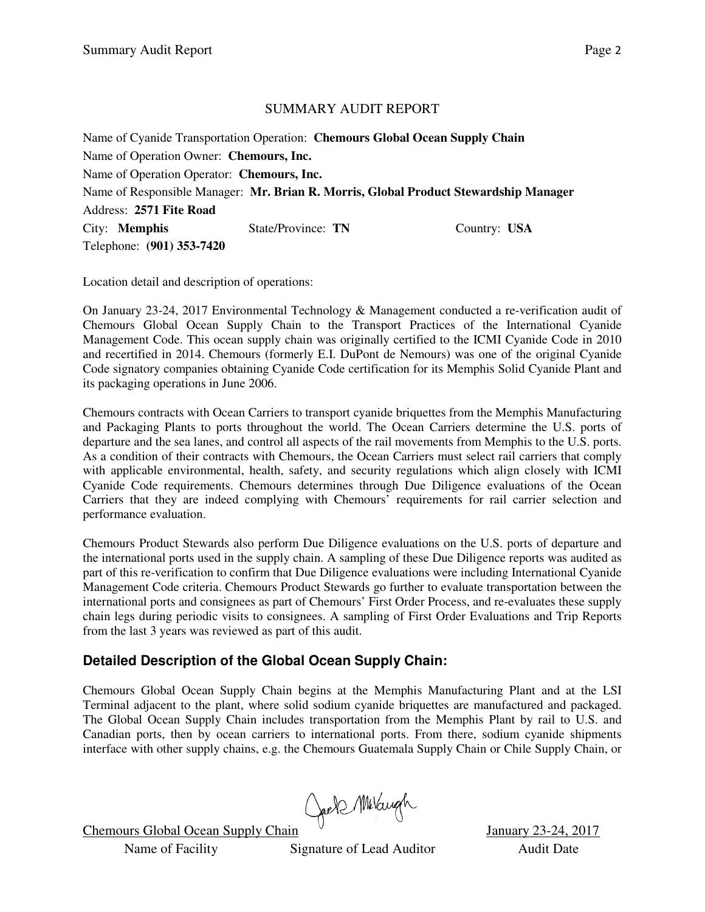## SUMMARY AUDIT REPORT

Name of Cyanide Transportation Operation: **Chemours Global Ocean Supply Chain**

Name of Operation Owner: **Chemours, Inc.**

Name of Operation Operator: **Chemours, Inc.**

Name of Responsible Manager: **Mr. Brian R. Morris, Global Product Stewardship Manager**

Address: **2571 Fite Road**

City: **Memphis** State/Province: **TN** Country: **USA**

Telephone: **(901) 353-7420**

Location detail and description of operations:

On January 23-24, 2017 Environmental Technology & Management conducted a re-verification audit of Chemours Global Ocean Supply Chain to the Transport Practices of the International Cyanide Management Code. This ocean supply chain was originally certified to the ICMI Cyanide Code in 2010 and recertified in 2014. Chemours (formerly E.I. DuPont de Nemours) was one of the original Cyanide Code signatory companies obtaining Cyanide Code certification for its Memphis Solid Cyanide Plant and its packaging operations in June 2006.

Chemours contracts with Ocean Carriers to transport cyanide briquettes from the Memphis Manufacturing and Packaging Plants to ports throughout the world. The Ocean Carriers determine the U.S. ports of departure and the sea lanes, and control all aspects of the rail movements from Memphis to the U.S. ports. As a condition of their contracts with Chemours, the Ocean Carriers must select rail carriers that comply with applicable environmental, health, safety, and security regulations which align closely with ICMI Cyanide Code requirements. Chemours determines through Due Diligence evaluations of the Ocean Carriers that they are indeed complying with Chemours' requirements for rail carrier selection and performance evaluation.

Chemours Product Stewards also perform Due Diligence evaluations on the U.S. ports of departure and the international ports used in the supply chain. A sampling of these Due Diligence reports was audited as part of this re-verification to confirm that Due Diligence evaluations were including International Cyanide Management Code criteria. Chemours Product Stewards go further to evaluate transportation between the international ports and consignees as part of Chemours' First Order Process, and re-evaluates these supply chain legs during periodic visits to consignees. A sampling of First Order Evaluations and Trip Reports from the last 3 years was reviewed as part of this audit.

### Detailed Description of the Global Ocean Supply Chain:

Chemours Global Ocean Supply Chain begins at the Memphis Manufacturing Plant and at the LSI Terminal adjacent to the plant, where solid sodium cyanide briquettes are manufactured and packaged. The Global Ocean Supply Chain includes transportation from the Memphis Plant by rail to U.S. and Canadian ports, then by ocean carriers to international ports. From there, sodium cyanide shipments interface with other supply chains, e.g. the Chemours Guatemala Supply Chain or Chile Supply Chain, or

Chemours Global Ocean Supply Chain — Name of Facility

Signature of Lead Auditor

January 23-24, 2017 — Audit Date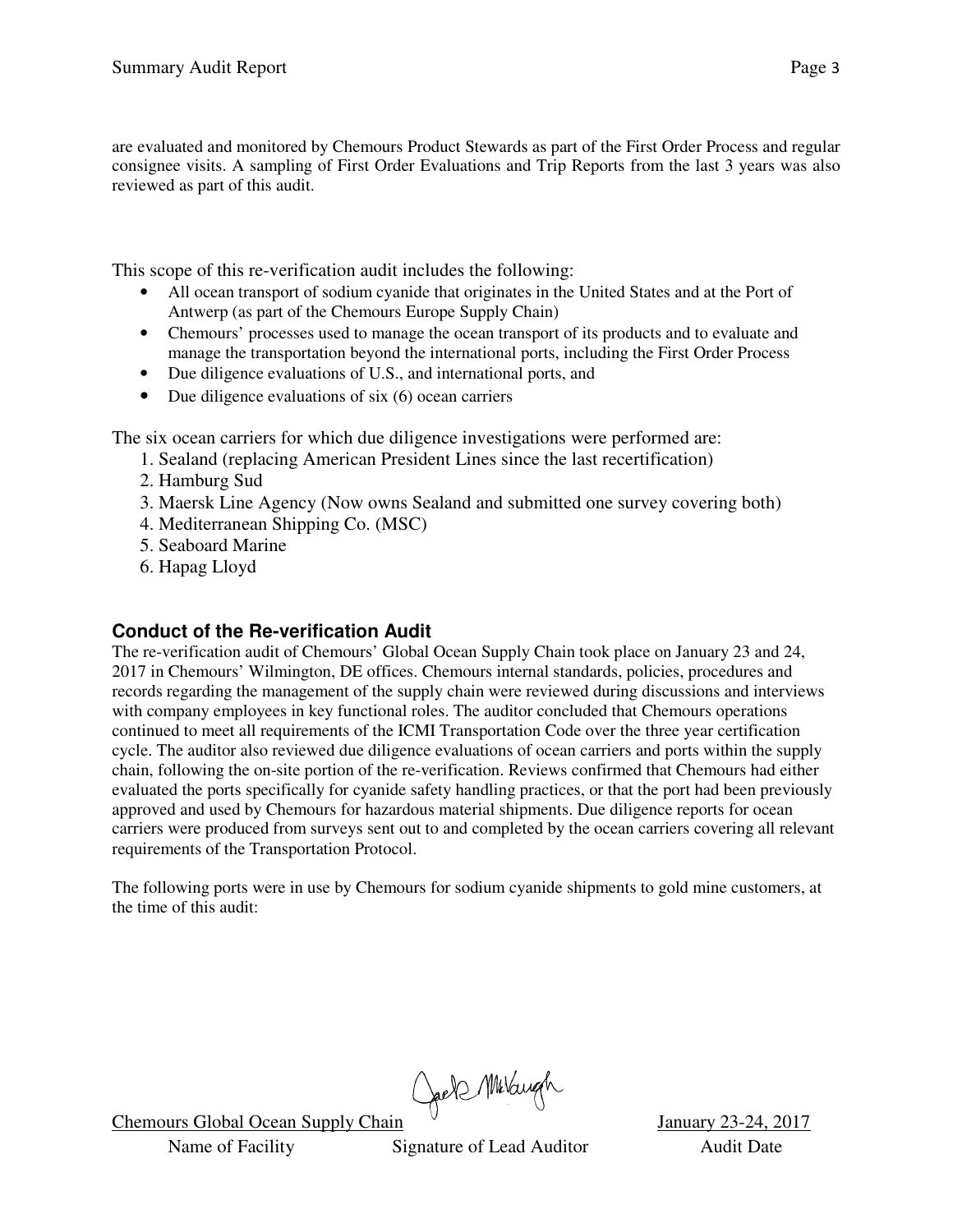are evaluated and monitored by Chemours Product Stewards as part of the First Order Process and regular consignee visits. A sampling of First Order Evaluations and Trip Reports from the last 3 years was also reviewed as part of this audit.

This scope of this re-verification audit includes the following:

- All ocean transport of sodium cyanide that originates in the United States and at the Port of Antwerp (as part of the Chemours Europe Supply Chain)
- Chemours' processes used to manage the ocean transport of its products and to evaluate and manage the transportation beyond the international ports, including the First Order Process
- Due diligence evaluations of U.S., and international ports, and
- Due diligence evaluations of six (6) ocean carriers

The six ocean carriers for which due diligence investigations were performed are:

1. Sealand (replacing American President Lines since the last recertification)
2. Hamburg Sud
3. Maersk Line Agency (Now owns Sealand and submitted one survey covering both)
4. Mediterranean Shipping Co. (MSC)
5. Seaboard Marine
6. Hapag Lloyd

## Conduct of the Re-verification Audit

The re-verification audit of Chemours' Global Ocean Supply Chain took place on January 23 and 24, 2017 in Chemours' Wilmington, DE offices. Chemours internal standards, policies, procedures and records regarding the management of the supply chain were reviewed during discussions and interviews with company employees in key functional roles. The auditor concluded that Chemours operations continued to meet all requirements of the ICMI Transportation Code over the three year certification cycle. The auditor also reviewed due diligence evaluations of ocean carriers and ports within the supply chain, following the on-site portion of the re-verification. Reviews confirmed that Chemours had either evaluated the ports specifically for cyanide safety handling practices, or that the port had been previously approved and used by Chemours for hazardous material shipments. Due diligence reports for ocean carriers were produced from surveys sent out to and completed by the ocean carriers covering all relevant requirements of the Transportation Protocol.

The following ports were in use by Chemours for sodium cyanide shipments to gold mine customers, at the time of this audit:

Chemours Global Ocean Supply Chain — Name of Facility

Signature of Lead Auditor

January 23-24, 2017 — Audit Date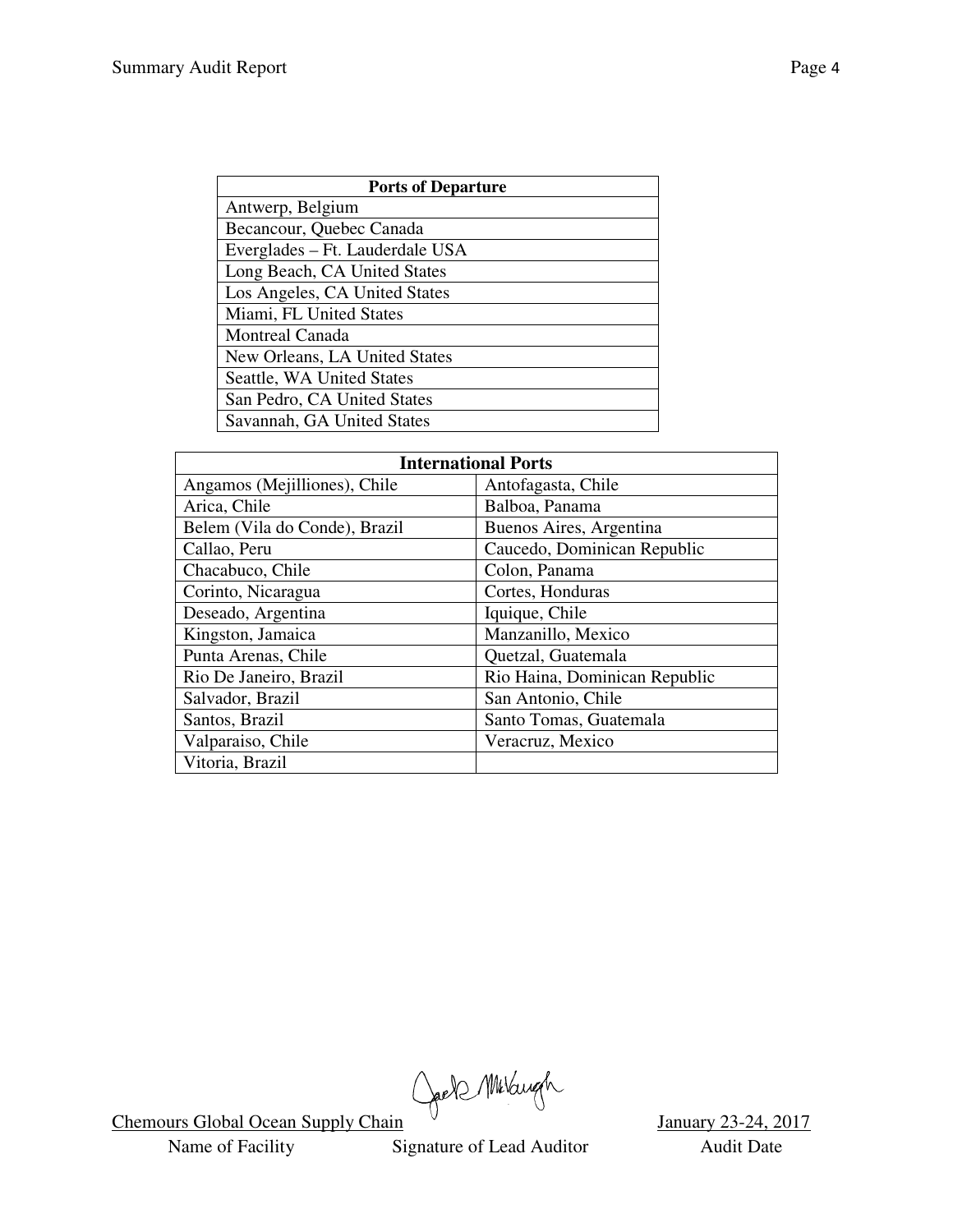| Ports of Departure |
|---|
| Antwerp, Belgium |
| Becancour, Quebec Canada |
| Everglades – Ft. Lauderdale USA |
| Long Beach, CA United States |
| Los Angeles, CA United States |
| Miami, FL United States |
| Montreal Canada |
| New Orleans, LA United States |
| Seattle, WA United States |
| San Pedro, CA United States |
| Savannah, GA United States |

| International Ports | |
|---|---|
| Angamos (Mejilliones), Chile | Antofagasta, Chile |
| Arica, Chile | Balboa, Panama |
| Belem (Vila do Conde), Brazil | Buenos Aires, Argentina |
| Callao, Peru | Caucedo, Dominican Republic |
| Chacabuco, Chile | Colon, Panama |
| Corinto, Nicaragua | Cortes, Honduras |
| Deseado, Argentina | Iquique, Chile |
| Kingston, Jamaica | Manzanillo, Mexico |
| Punta Arenas, Chile | Quetzal, Guatemala |
| Rio De Janeiro, Brazil | Rio Haina, Dominican Republic |
| Salvador, Brazil | San Antonio, Chile |
| Santos, Brazil | Santo Tomas, Guatemala |
| Valparaiso, Chile | Veracruz, Mexico |
| Vitoria, Brazil | |

Chemours Global Ocean Supply Chain — Name of Facility

Jack McVaugh — Signature of Lead Auditor

January 23-24, 2017 — Audit Date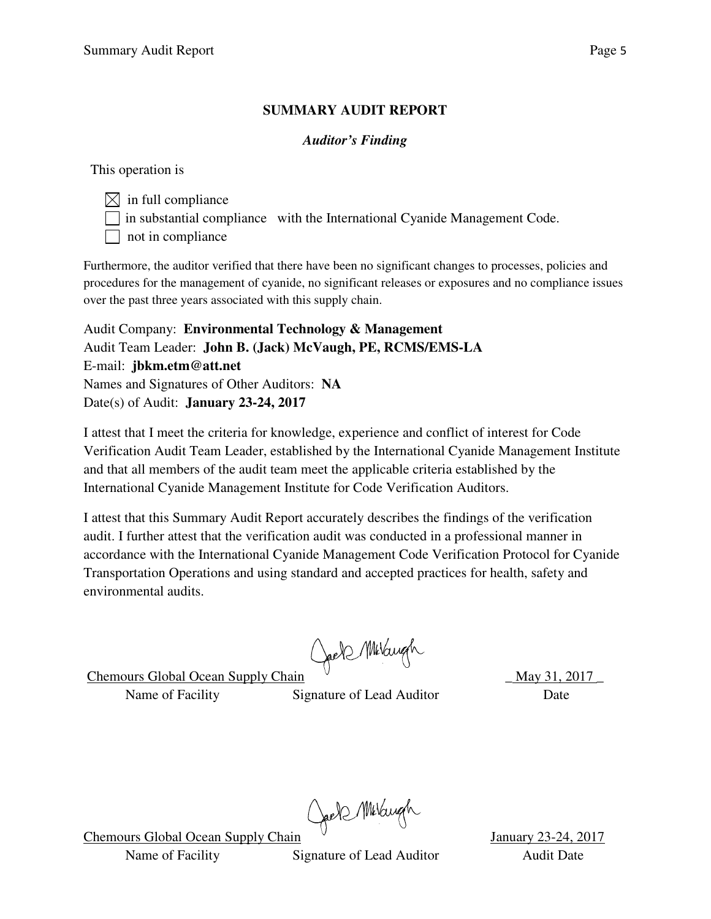# SUMMARY AUDIT REPORT

***Auditor's Finding***

This operation is

- ☒ in full compliance
- ☐ in substantial compliance   with the International Cyanide Management Code.
- ☐ not in compliance

Furthermore, the auditor verified that there have been no significant changes to processes, policies and procedures for the management of cyanide, no significant releases or exposures and no compliance issues over the past three years associated with this supply chain.

Audit Company: **Environmental Technology & Management**
Audit Team Leader: **John B. (Jack) McVaugh, PE, RCMS/EMS-LA**
E-mail: **jbkm.etm@att.net**
Names and Signatures of Other Auditors: **NA**
Date(s) of Audit: **January 23-24, 2017**

I attest that I meet the criteria for knowledge, experience and conflict of interest for Code Verification Audit Team Leader, established by the International Cyanide Management Institute and that all members of the audit team meet the applicable criteria established by the International Cyanide Management Institute for Code Verification Auditors.

I attest that this Summary Audit Report accurately describes the findings of the verification audit. I further attest that the verification audit was conducted in a professional manner in accordance with the International Cyanide Management Code Verification Protocol for Cyanide Transportation Operations and using standard and accepted practices for health, safety and environmental audits.

| Chemours Global Ocean Supply Chain | Jack McVaugh | May 31, 2017 |
|---|---|---|
| Name of Facility | Signature of Lead Auditor | Date |

| Chemours Global Ocean Supply Chain | Jack McVaugh | January 23-24, 2017 |
|---|---|---|
| Name of Facility | Signature of Lead Auditor | Audit Date |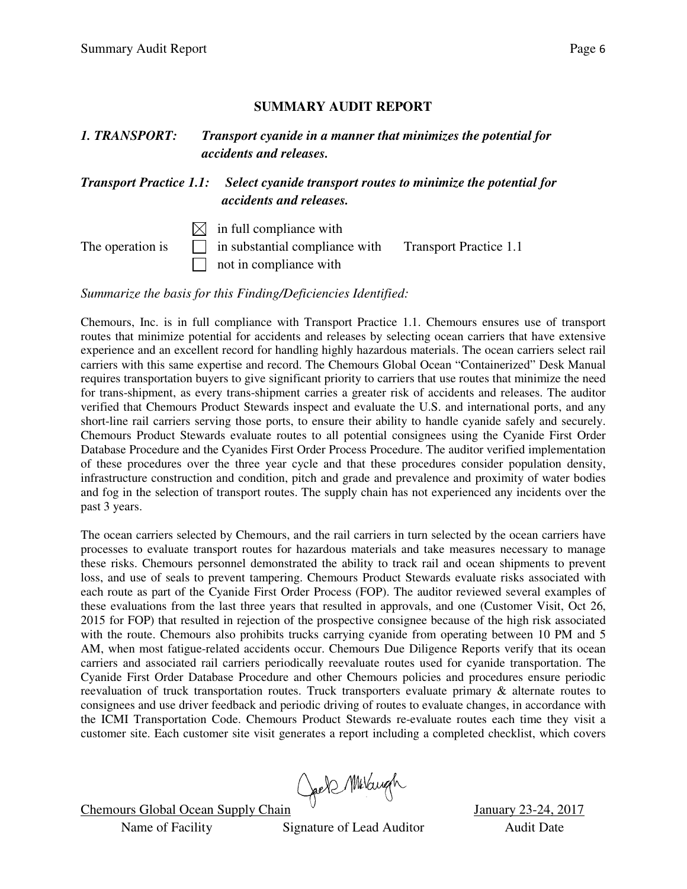## SUMMARY AUDIT REPORT

***1. TRANSPORT: Transport cyanide in a manner that minimizes the potential for accidents and releases.***

***Transport Practice 1.1: Select cyanide transport routes to minimize the potential for accidents and releases.***

The operation is

- ☒ in full compliance with
- ☐ in substantial compliance with
- ☐ not in compliance with

Transport Practice 1.1

*Summarize the basis for this Finding/Deficiencies Identified:*

Chemours, Inc. is in full compliance with Transport Practice 1.1. Chemours ensures use of transport routes that minimize potential for accidents and releases by selecting ocean carriers that have extensive experience and an excellent record for handling highly hazardous materials. The ocean carriers select rail carriers with this same expertise and record. The Chemours Global Ocean "Containerized" Desk Manual requires transportation buyers to give significant priority to carriers that use routes that minimize the need for trans-shipment, as every trans-shipment carries a greater risk of accidents and releases. The auditor verified that Chemours Product Stewards inspect and evaluate the U.S. and international ports, and any short-line rail carriers serving those ports, to ensure their ability to handle cyanide safely and securely. Chemours Product Stewards evaluate routes to all potential consignees using the Cyanide First Order Database Procedure and the Cyanides First Order Process Procedure. The auditor verified implementation of these procedures over the three year cycle and that these procedures consider population density, infrastructure construction and condition, pitch and grade and prevalence and proximity of water bodies and fog in the selection of transport routes. The supply chain has not experienced any incidents over the past 3 years.

The ocean carriers selected by Chemours, and the rail carriers in turn selected by the ocean carriers have processes to evaluate transport routes for hazardous materials and take measures necessary to manage these risks. Chemours personnel demonstrated the ability to track rail and ocean shipments to prevent loss, and use of seals to prevent tampering. Chemours Product Stewards evaluate risks associated with each route as part of the Cyanide First Order Process (FOP). The auditor reviewed several examples of these evaluations from the last three years that resulted in approvals, and one (Customer Visit, Oct 26, 2015 for FOP) that resulted in rejection of the prospective consignee because of the high risk associated with the route. Chemours also prohibits trucks carrying cyanide from operating between 10 PM and 5 AM, when most fatigue-related accidents occur. Chemours Due Diligence Reports verify that its ocean carriers and associated rail carriers periodically reevaluate routes used for cyanide transportation. The Cyanide First Order Database Procedure and other Chemours policies and procedures ensure periodic reevaluation of truck transportation routes. Truck transporters evaluate primary & alternate routes to consignees and use driver feedback and periodic driving of routes to evaluate changes, in accordance with the ICMI Transportation Code. Chemours Product Stewards re-evaluate routes each time they visit a customer site. Each customer site visit generates a report including a completed checklist, which covers

| Chemours Global Ocean Supply Chain | *(signature)* | January 23-24, 2017 |
|---|---|---|
| Name of Facility | Signature of Lead Auditor | Audit Date |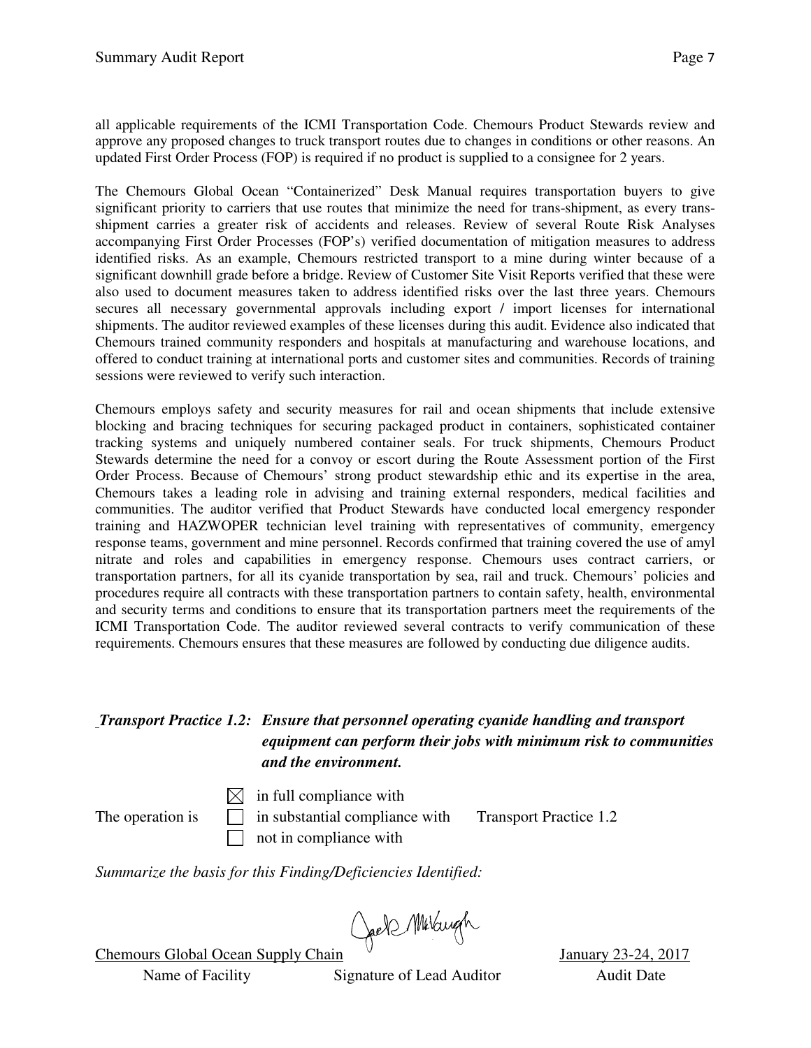all applicable requirements of the ICMI Transportation Code. Chemours Product Stewards review and approve any proposed changes to truck transport routes due to changes in conditions or other reasons. An updated First Order Process (FOP) is required if no product is supplied to a consignee for 2 years.

The Chemours Global Ocean "Containerized" Desk Manual requires transportation buyers to give significant priority to carriers that use routes that minimize the need for trans-shipment, as every trans-shipment carries a greater risk of accidents and releases. Review of several Route Risk Analyses accompanying First Order Processes (FOP's) verified documentation of mitigation measures to address identified risks. As an example, Chemours restricted transport to a mine during winter because of a significant downhill grade before a bridge. Review of Customer Site Visit Reports verified that these were also used to document measures taken to address identified risks over the last three years. Chemours secures all necessary governmental approvals including export / import licenses for international shipments. The auditor reviewed examples of these licenses during this audit. Evidence also indicated that Chemours trained community responders and hospitals at manufacturing and warehouse locations, and offered to conduct training at international ports and customer sites and communities. Records of training sessions were reviewed to verify such interaction.

Chemours employs safety and security measures for rail and ocean shipments that include extensive blocking and bracing techniques for securing packaged product in containers, sophisticated container tracking systems and uniquely numbered container seals. For truck shipments, Chemours Product Stewards determine the need for a convoy or escort during the Route Assessment portion of the First Order Process. Because of Chemours' strong product stewardship ethic and its expertise in the area, Chemours takes a leading role in advising and training external responders, medical facilities and communities. The auditor verified that Product Stewards have conducted local emergency responder training and HAZWOPER technician level training with representatives of community, emergency response teams, government and mine personnel. Records confirmed that training covered the use of amyl nitrate and roles and capabilities in emergency response. Chemours uses contract carriers, or transportation partners, for all its cyanide transportation by sea, rail and truck. Chemours' policies and procedures require all contracts with these transportation partners to contain safety, health, environmental and security terms and conditions to ensure that its transportation partners meet the requirements of the ICMI Transportation Code. The auditor reviewed several contracts to verify communication of these requirements. Chemours ensures that these measures are followed by conducting due diligence audits.

***Transport Practice 1.2: Ensure that personnel operating cyanide handling and transport equipment can perform their jobs with minimum risk to communities and the environment.***

The operation is
- ☒ in full compliance with
- ☐ in substantial compliance with
- ☐ not in compliance with

Transport Practice 1.2

*Summarize the basis for this Finding/Deficiencies Identified:*

| Chemours Global Ocean Supply Chain | [Signature] | January 23-24, 2017 |
|---|---|---|
| Name of Facility | Signature of Lead Auditor | Audit Date |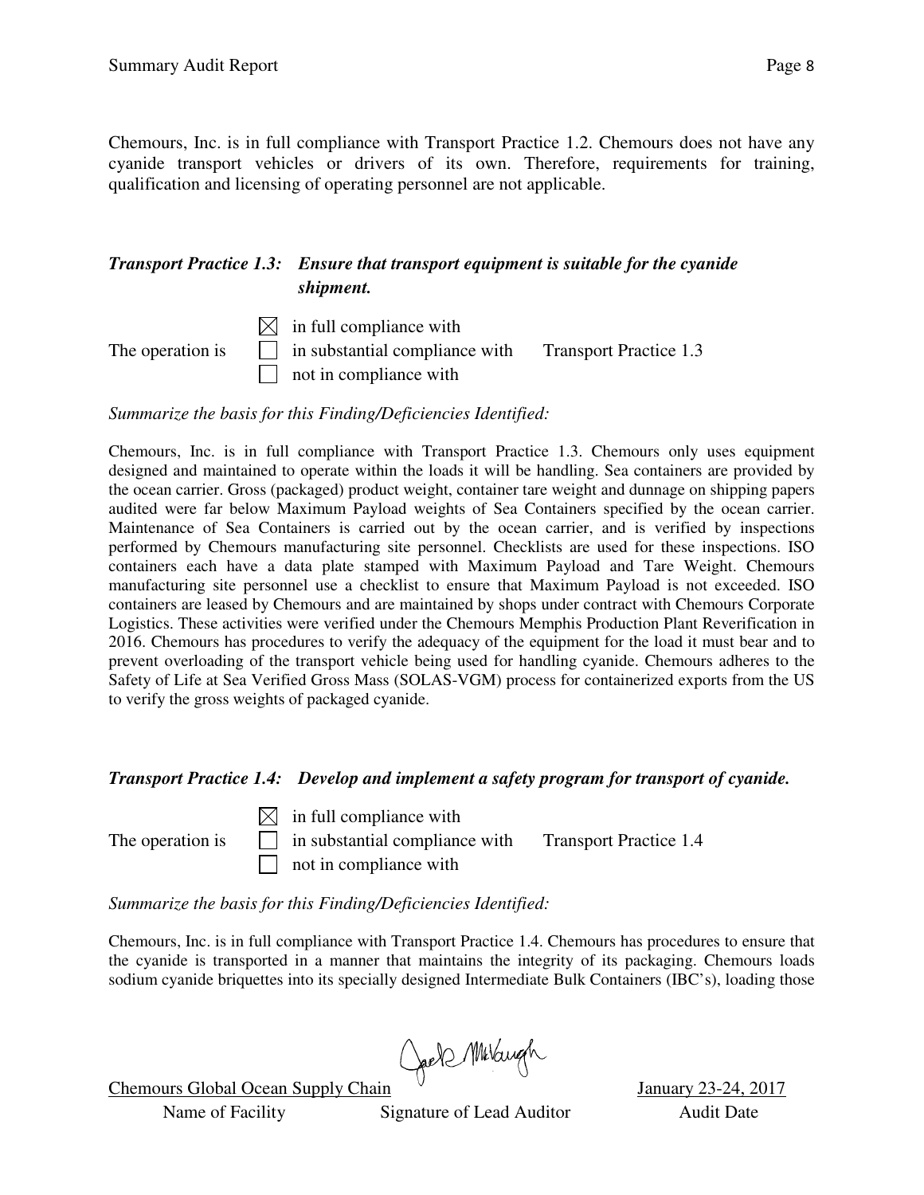Chemours, Inc. is in full compliance with Transport Practice 1.2. Chemours does not have any cyanide transport vehicles or drivers of its own. Therefore, requirements for training, qualification and licensing of operating personnel are not applicable.

***Transport Practice 1.3: Ensure that transport equipment is suitable for the cyanide shipment.***

The operation is
- ☒ in full compliance with
- ☐ in substantial compliance with
- ☐ not in compliance with

Transport Practice 1.3

*Summarize the basis for this Finding/Deficiencies Identified:*

Chemours, Inc. is in full compliance with Transport Practice 1.3. Chemours only uses equipment designed and maintained to operate within the loads it will be handling. Sea containers are provided by the ocean carrier. Gross (packaged) product weight, container tare weight and dunnage on shipping papers audited were far below Maximum Payload weights of Sea Containers specified by the ocean carrier. Maintenance of Sea Containers is carried out by the ocean carrier, and is verified by inspections performed by Chemours manufacturing site personnel. Checklists are used for these inspections. ISO containers each have a data plate stamped with Maximum Payload and Tare Weight. Chemours manufacturing site personnel use a checklist to ensure that Maximum Payload is not exceeded. ISO containers are leased by Chemours and are maintained by shops under contract with Chemours Corporate Logistics. These activities were verified under the Chemours Memphis Production Plant Reverification in 2016. Chemours has procedures to verify the adequacy of the equipment for the load it must bear and to prevent overloading of the transport vehicle being used for handling cyanide. Chemours adheres to the Safety of Life at Sea Verified Gross Mass (SOLAS-VGM) process for containerized exports from the US to verify the gross weights of packaged cyanide.

***Transport Practice 1.4: Develop and implement a safety program for transport of cyanide.***

The operation is
- ☒ in full compliance with
- ☐ in substantial compliance with
- ☐ not in compliance with

Transport Practice 1.4

*Summarize the basis for this Finding/Deficiencies Identified:*

Chemours, Inc. is in full compliance with Transport Practice 1.4. Chemours has procedures to ensure that the cyanide is transported in a manner that maintains the integrity of its packaging. Chemours loads sodium cyanide briquettes into its specially designed Intermediate Bulk Containers (IBC's), loading those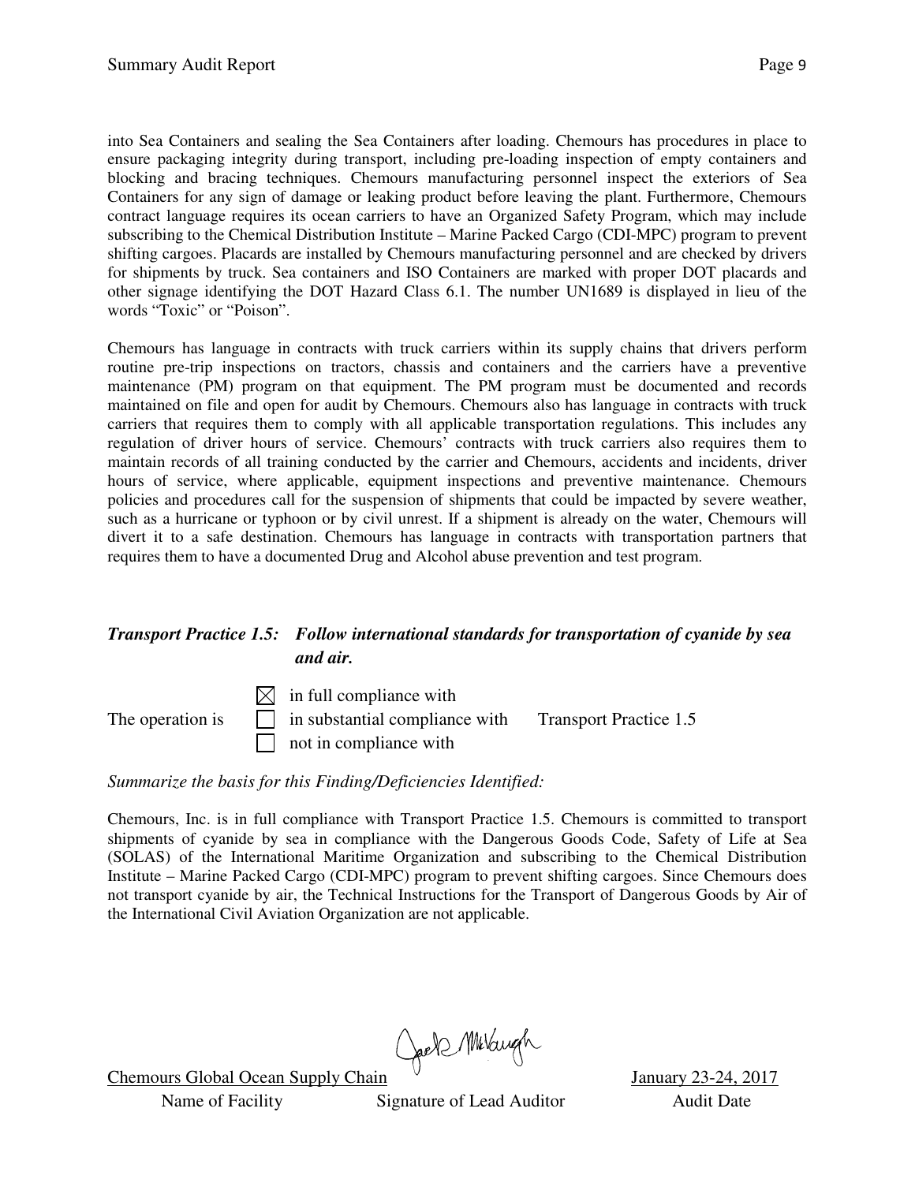into Sea Containers and sealing the Sea Containers after loading. Chemours has procedures in place to ensure packaging integrity during transport, including pre-loading inspection of empty containers and blocking and bracing techniques. Chemours manufacturing personnel inspect the exteriors of Sea Containers for any sign of damage or leaking product before leaving the plant. Furthermore, Chemours contract language requires its ocean carriers to have an Organized Safety Program, which may include subscribing to the Chemical Distribution Institute – Marine Packed Cargo (CDI-MPC) program to prevent shifting cargoes. Placards are installed by Chemours manufacturing personnel and are checked by drivers for shipments by truck. Sea containers and ISO Containers are marked with proper DOT placards and other signage identifying the DOT Hazard Class 6.1. The number UN1689 is displayed in lieu of the words "Toxic" or "Poison".

Chemours has language in contracts with truck carriers within its supply chains that drivers perform routine pre-trip inspections on tractors, chassis and containers and the carriers have a preventive maintenance (PM) program on that equipment. The PM program must be documented and records maintained on file and open for audit by Chemours. Chemours also has language in contracts with truck carriers that requires them to comply with all applicable transportation regulations. This includes any regulation of driver hours of service. Chemours' contracts with truck carriers also requires them to maintain records of all training conducted by the carrier and Chemours, accidents and incidents, driver hours of service, where applicable, equipment inspections and preventive maintenance. Chemours policies and procedures call for the suspension of shipments that could be impacted by severe weather, such as a hurricane or typhoon or by civil unrest. If a shipment is already on the water, Chemours will divert it to a safe destination. Chemours has language in contracts with transportation partners that requires them to have a documented Drug and Alcohol abuse prevention and test program.

***Transport Practice 1.5: Follow international standards for transportation of cyanide by sea and air.***

The operation is

- ☒ in full compliance with
- ☐ in substantial compliance with
- ☐ not in compliance with

Transport Practice 1.5

*Summarize the basis for this Finding/Deficiencies Identified:*

Chemours, Inc. is in full compliance with Transport Practice 1.5. Chemours is committed to transport shipments of cyanide by sea in compliance with the Dangerous Goods Code, Safety of Life at Sea (SOLAS) of the International Maritime Organization and subscribing to the Chemical Distribution Institute – Marine Packed Cargo (CDI-MPC) program to prevent shifting cargoes. Since Chemours does not transport cyanide by air, the Technical Instructions for the Transport of Dangerous Goods by Air of the International Civil Aviation Organization are not applicable.

| Chemours Global Ocean Supply Chain | Jack McVaugh | January 23-24, 2017 |
|---|---|---|
| Name of Facility | Signature of Lead Auditor | Audit Date |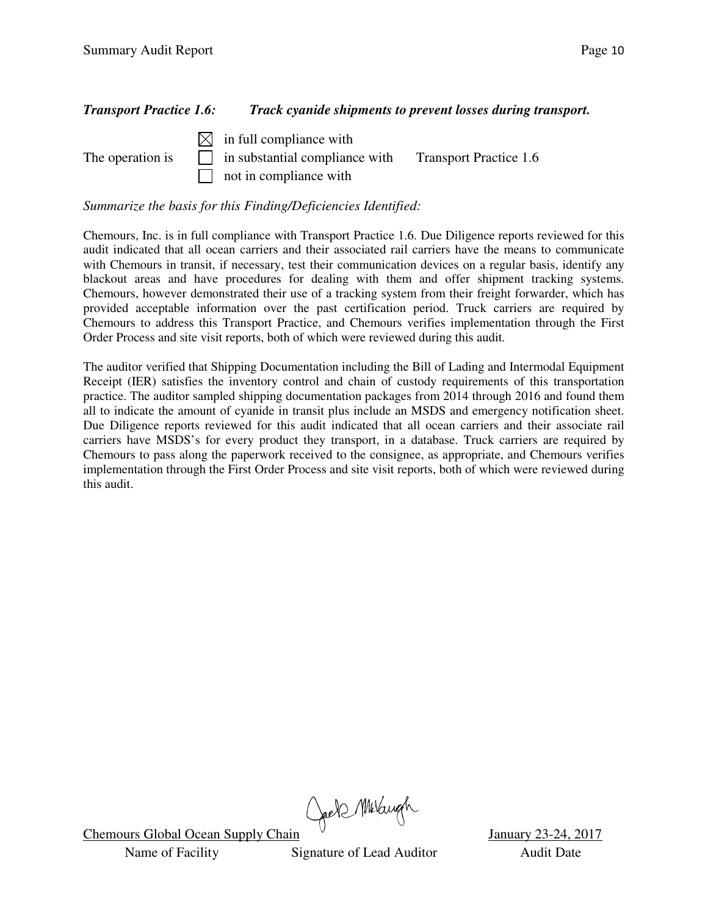***Transport Practice 1.6: Track cyanide shipments to prevent losses during transport.***

The operation is

- ☒ in full compliance with
- ☐ in substantial compliance with
- ☐ not in compliance with

Transport Practice 1.6

*Summarize the basis for this Finding/Deficiencies Identified:*

Chemours, Inc. is in full compliance with Transport Practice 1.6. Due Diligence reports reviewed for this audit indicated that all ocean carriers and their associated rail carriers have the means to communicate with Chemours in transit, if necessary, test their communication devices on a regular basis, identify any blackout areas and have procedures for dealing with them and offer shipment tracking systems. Chemours, however demonstrated their use of a tracking system from their freight forwarder, which has provided acceptable information over the past certification period. Truck carriers are required by Chemours to address this Transport Practice, and Chemours verifies implementation through the First Order Process and site visit reports, both of which were reviewed during this audit.

The auditor verified that Shipping Documentation including the Bill of Lading and Intermodal Equipment Receipt (IER) satisfies the inventory control and chain of custody requirements of this transportation practice. The auditor sampled shipping documentation packages from 2014 through 2016 and found them all to indicate the amount of cyanide in transit plus include an MSDS and emergency notification sheet. Due Diligence reports reviewed for this audit indicated that all ocean carriers and their associate rail carriers have MSDS's for every product they transport, in a database. Truck carriers are required by Chemours to pass along the paperwork received to the consignee, as appropriate, and Chemours verifies implementation through the First Order Process and site visit reports, both of which were reviewed during this audit.

| Chemours Global Ocean Supply Chain | Jack McVaugh | January 23-24, 2017 |
|---|---|---|
| Name of Facility | Signature of Lead Auditor | Audit Date |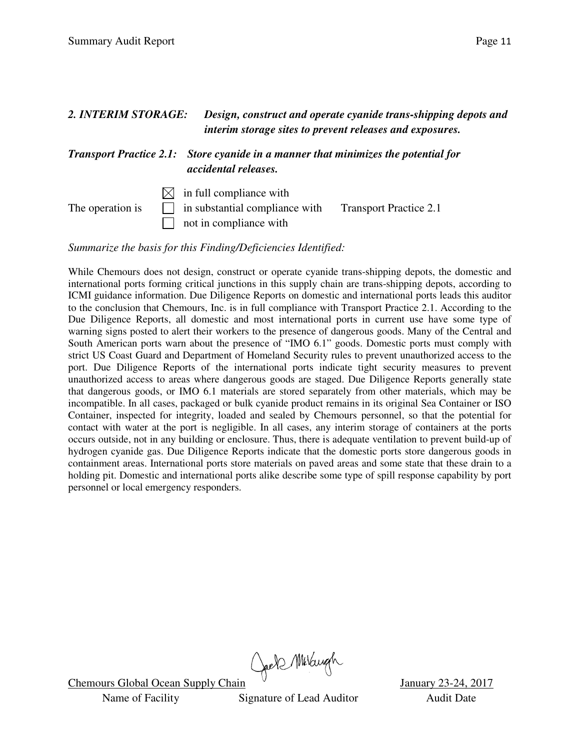***2. INTERIM STORAGE:*** ***Design, construct and operate cyanide trans-shipping depots and interim storage sites to prevent releases and exposures.***

***Transport Practice 2.1:*** ***Store cyanide in a manner that minimizes the potential for accidental releases.***

The operation is

- ☒ in full compliance with
- ☐ in substantial compliance with
- ☐ not in compliance with

Transport Practice 2.1

*Summarize the basis for this Finding/Deficiencies Identified:*

While Chemours does not design, construct or operate cyanide trans-shipping depots, the domestic and international ports forming critical junctions in this supply chain are trans-shipping depots, according to ICMI guidance information. Due Diligence Reports on domestic and international ports leads this auditor to the conclusion that Chemours, Inc. is in full compliance with Transport Practice 2.1. According to the Due Diligence Reports, all domestic and most international ports in current use have some type of warning signs posted to alert their workers to the presence of dangerous goods. Many of the Central and South American ports warn about the presence of "IMO 6.1" goods. Domestic ports must comply with strict US Coast Guard and Department of Homeland Security rules to prevent unauthorized access to the port. Due Diligence Reports of the international ports indicate tight security measures to prevent unauthorized access to areas where dangerous goods are staged. Due Diligence Reports generally state that dangerous goods, or IMO 6.1 materials are stored separately from other materials, which may be incompatible. In all cases, packaged or bulk cyanide product remains in its original Sea Container or ISO Container, inspected for integrity, loaded and sealed by Chemours personnel, so that the potential for contact with water at the port is negligible. In all cases, any interim storage of containers at the ports occurs outside, not in any building or enclosure. Thus, there is adequate ventilation to prevent build-up of hydrogen cyanide gas. Due Diligence Reports indicate that the domestic ports store dangerous goods in containment areas. International ports store materials on paved areas and some state that these drain to a holding pit. Domestic and international ports alike describe some type of spill response capability by port personnel or local emergency responders.

| Chemours Global Ocean Supply Chain | | January 23-24, 2017 |
|---|---|---|
| Name of Facility | Signature of Lead Auditor | Audit Date |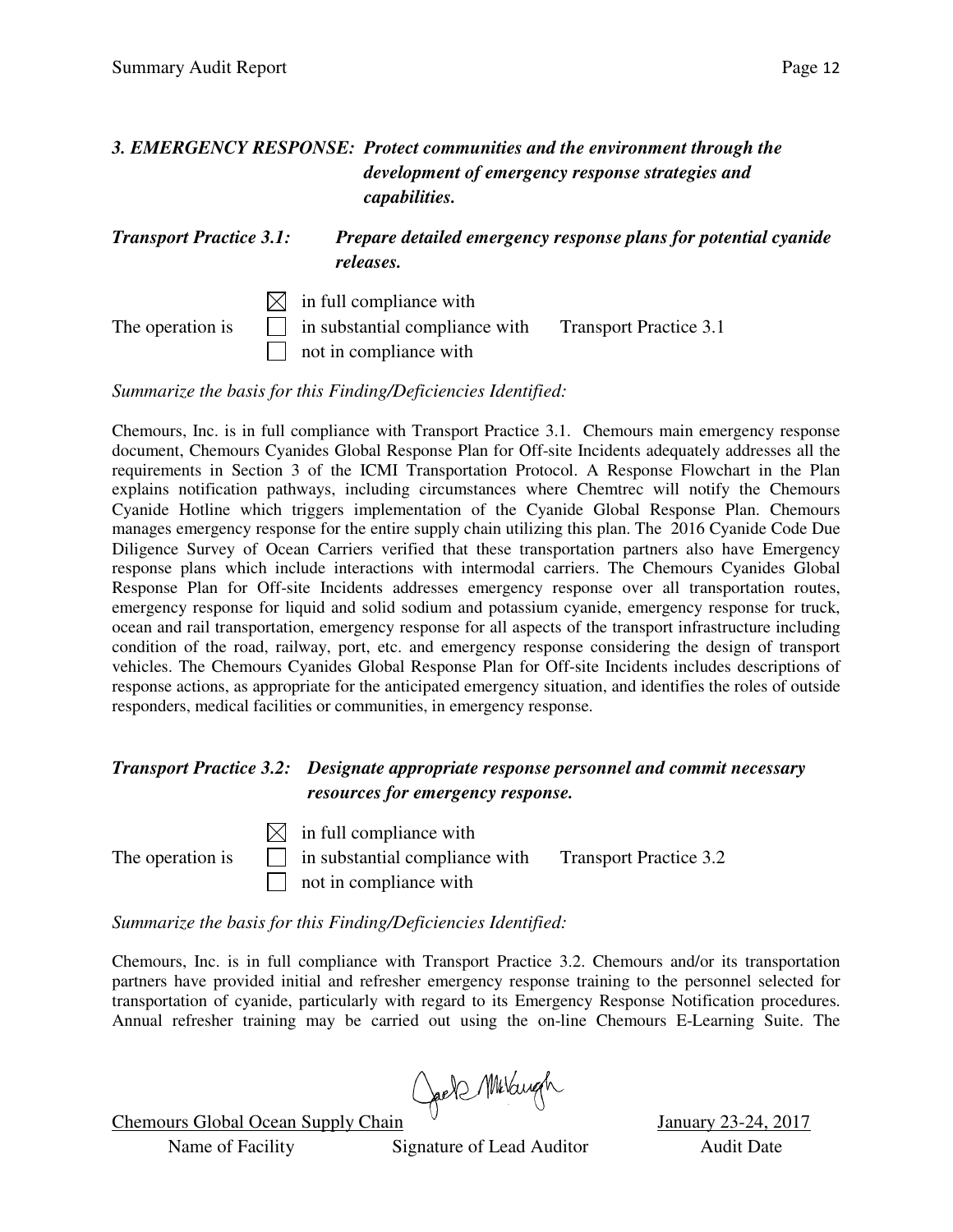### *3. EMERGENCY RESPONSE: Protect communities and the environment through the development of emergency response strategies and capabilities.*

***Transport Practice 3.1: Prepare detailed emergency response plans for potential cyanide releases.***

The operation is

- ☒ in full compliance with
- ☐ in substantial compliance with
- ☐ not in compliance with

Transport Practice 3.1

*Summarize the basis for this Finding/Deficiencies Identified:*

Chemours, Inc. is in full compliance with Transport Practice 3.1. Chemours main emergency response document, Chemours Cyanides Global Response Plan for Off-site Incidents adequately addresses all the requirements in Section 3 of the ICMI Transportation Protocol. A Response Flowchart in the Plan explains notification pathways, including circumstances where Chemtrec will notify the Chemours Cyanide Hotline which triggers implementation of the Cyanide Global Response Plan. Chemours manages emergency response for the entire supply chain utilizing this plan. The 2016 Cyanide Code Due Diligence Survey of Ocean Carriers verified that these transportation partners also have Emergency response plans which include interactions with intermodal carriers. The Chemours Cyanides Global Response Plan for Off-site Incidents addresses emergency response over all transportation routes, emergency response for liquid and solid sodium and potassium cyanide, emergency response for truck, ocean and rail transportation, emergency response for all aspects of the transport infrastructure including condition of the road, railway, port, etc. and emergency response considering the design of transport vehicles. The Chemours Cyanides Global Response Plan for Off-site Incidents includes descriptions of response actions, as appropriate for the anticipated emergency situation, and identifies the roles of outside responders, medical facilities or communities, in emergency response.

***Transport Practice 3.2: Designate appropriate response personnel and commit necessary resources for emergency response.***

The operation is

- ☒ in full compliance with
- ☐ in substantial compliance with
- ☐ not in compliance with

Transport Practice 3.2

*Summarize the basis for this Finding/Deficiencies Identified:*

Chemours, Inc. is in full compliance with Transport Practice 3.2. Chemours and/or its transportation partners have provided initial and refresher emergency response training to the personnel selected for transportation of cyanide, particularly with regard to its Emergency Response Notification procedures. Annual refresher training may be carried out using the on-line Chemours E-Learning Suite. The

| Chemours Global Ocean Supply Chain | | January 23-24, 2017 |
|---|---|---|
| Name of Facility | Signature of Lead Auditor | Audit Date |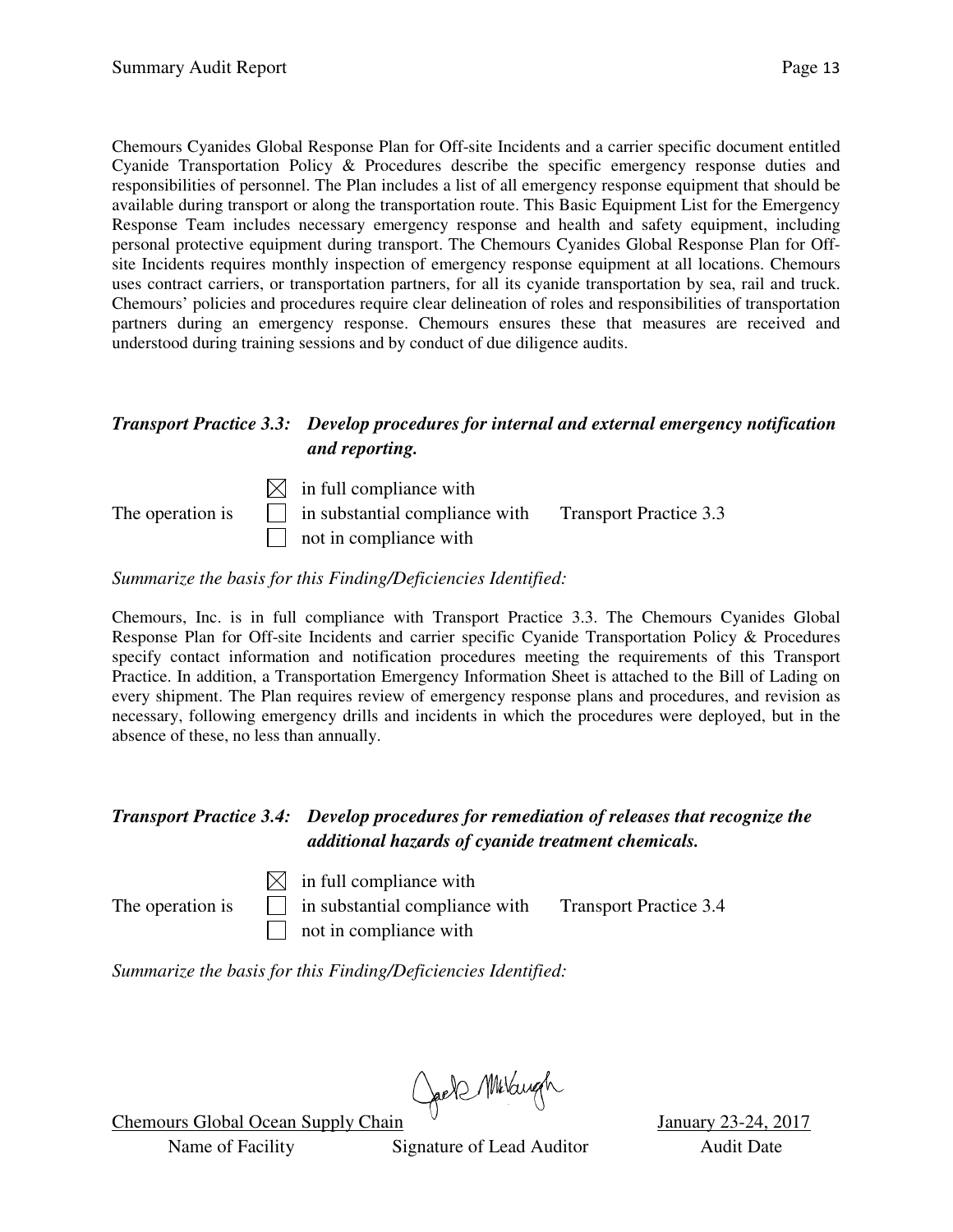Chemours Cyanides Global Response Plan for Off-site Incidents and a carrier specific document entitled Cyanide Transportation Policy & Procedures describe the specific emergency response duties and responsibilities of personnel. The Plan includes a list of all emergency response equipment that should be available during transport or along the transportation route. This Basic Equipment List for the Emergency Response Team includes necessary emergency response and health and safety equipment, including personal protective equipment during transport. The Chemours Cyanides Global Response Plan for Off-site Incidents requires monthly inspection of emergency response equipment at all locations. Chemours uses contract carriers, or transportation partners, for all its cyanide transportation by sea, rail and truck. Chemours' policies and procedures require clear delineation of roles and responsibilities of transportation partners during an emergency response. Chemours ensures these that measures are received and understood during training sessions and by conduct of due diligence audits.

### *Transport Practice 3.3: Develop procedures for internal and external emergency notification and reporting.*

The operation is

- ☒ in full compliance with
- ☐ in substantial compliance with
- ☐ not in compliance with

Transport Practice 3.3

*Summarize the basis for this Finding/Deficiencies Identified:*

Chemours, Inc. is in full compliance with Transport Practice 3.3. The Chemours Cyanides Global Response Plan for Off-site Incidents and carrier specific Cyanide Transportation Policy & Procedures specify contact information and notification procedures meeting the requirements of this Transport Practice. In addition, a Transportation Emergency Information Sheet is attached to the Bill of Lading on every shipment. The Plan requires review of emergency response plans and procedures, and revision as necessary, following emergency drills and incidents in which the procedures were deployed, but in the absence of these, no less than annually.

### *Transport Practice 3.4: Develop procedures for remediation of releases that recognize the additional hazards of cyanide treatment chemicals.*

The operation is

- ☒ in full compliance with
- ☐ in substantial compliance with
- ☐ not in compliance with

Transport Practice 3.4

*Summarize the basis for this Finding/Deficiencies Identified:*

| Chemours Global Ocean Supply Chain | Jack McVaugh | January 23-24, 2017 |
|---|---|---|
| Name of Facility | Signature of Lead Auditor | Audit Date |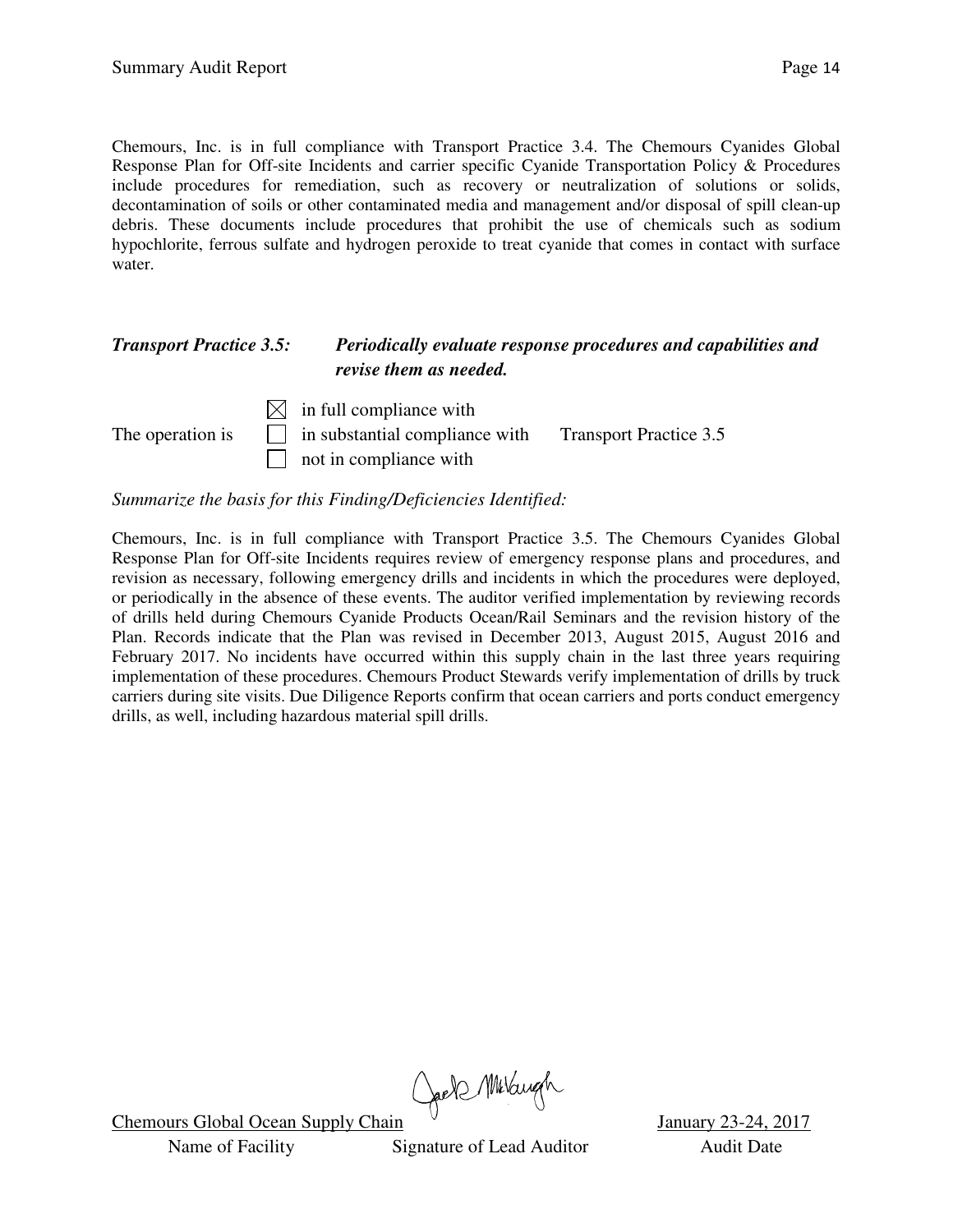Chemours, Inc. is in full compliance with Transport Practice 3.4. The Chemours Cyanides Global Response Plan for Off-site Incidents and carrier specific Cyanide Transportation Policy & Procedures include procedures for remediation, such as recovery or neutralization of solutions or solids, decontamination of soils or other contaminated media and management and/or disposal of spill clean-up debris. These documents include procedures that prohibit the use of chemicals such as sodium hypochlorite, ferrous sulfate and hydrogen peroxide to treat cyanide that comes in contact with surface water.

***Transport Practice 3.5: Periodically evaluate response procedures and capabilities and revise them as needed.***

The operation is

- ☒ in full compliance with
- ☐ in substantial compliance with
- ☐ not in compliance with

Transport Practice 3.5

*Summarize the basis for this Finding/Deficiencies Identified:*

Chemours, Inc. is in full compliance with Transport Practice 3.5. The Chemours Cyanides Global Response Plan for Off-site Incidents requires review of emergency response plans and procedures, and revision as necessary, following emergency drills and incidents in which the procedures were deployed, or periodically in the absence of these events. The auditor verified implementation by reviewing records of drills held during Chemours Cyanide Products Ocean/Rail Seminars and the revision history of the Plan. Records indicate that the Plan was revised in December 2013, August 2015, August 2016 and February 2017. No incidents have occurred within this supply chain in the last three years requiring implementation of these procedures. Chemours Product Stewards verify implementation of drills by truck carriers during site visits. Due Diligence Reports confirm that ocean carriers and ports conduct emergency drills, as well, including hazardous material spill drills.

| Chemours Global Ocean Supply Chain | Jack McVaugh | January 23-24, 2017 |
|---|---|---|
| Name of Facility | Signature of Lead Auditor | Audit Date |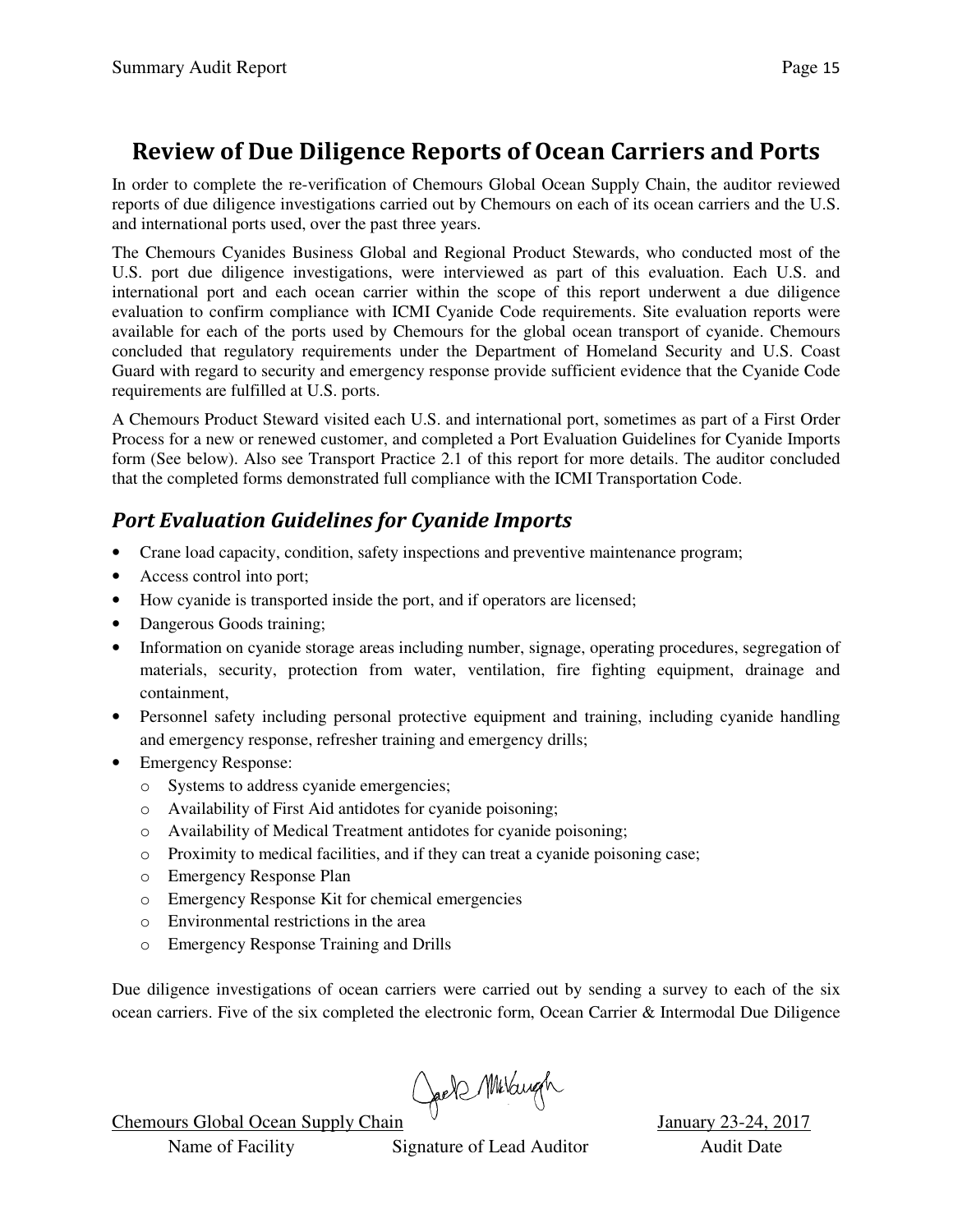## Review of Due Diligence Reports of Ocean Carriers and Ports

In order to complete the re-verification of Chemours Global Ocean Supply Chain, the auditor reviewed reports of due diligence investigations carried out by Chemours on each of its ocean carriers and the U.S. and international ports used, over the past three years.

The Chemours Cyanides Business Global and Regional Product Stewards, who conducted most of the U.S. port due diligence investigations, were interviewed as part of this evaluation. Each U.S. and international port and each ocean carrier within the scope of this report underwent a due diligence evaluation to confirm compliance with ICMI Cyanide Code requirements. Site evaluation reports were available for each of the ports used by Chemours for the global ocean transport of cyanide. Chemours concluded that regulatory requirements under the Department of Homeland Security and U.S. Coast Guard with regard to security and emergency response provide sufficient evidence that the Cyanide Code requirements are fulfilled at U.S. ports.

A Chemours Product Steward visited each U.S. and international port, sometimes as part of a First Order Process for a new or renewed customer, and completed a Port Evaluation Guidelines for Cyanide Imports form (See below). Also see Transport Practice 2.1 of this report for more details. The auditor concluded that the completed forms demonstrated full compliance with the ICMI Transportation Code.

### *Port Evaluation Guidelines for Cyanide Imports*

- Crane load capacity, condition, safety inspections and preventive maintenance program;
- Access control into port;
- How cyanide is transported inside the port, and if operators are licensed;
- Dangerous Goods training;
- Information on cyanide storage areas including number, signage, operating procedures, segregation of materials, security, protection from water, ventilation, fire fighting equipment, drainage and containment,
- Personnel safety including personal protective equipment and training, including cyanide handling and emergency response, refresher training and emergency drills;
- Emergency Response:
  - Systems to address cyanide emergencies;
  - Availability of First Aid antidotes for cyanide poisoning;
  - Availability of Medical Treatment antidotes for cyanide poisoning;
  - Proximity to medical facilities, and if they can treat a cyanide poisoning case;
  - Emergency Response Plan
  - Emergency Response Kit for chemical emergencies
  - Environmental restrictions in the area
  - Emergency Response Training and Drills

Due diligence investigations of ocean carriers were carried out by sending a survey to each of the six ocean carriers. Five of the six completed the electronic form, Ocean Carrier & Intermodal Due Diligence

| Chemours Global Ocean Supply Chain | | January 23-24, 2017 |
|---|---|---|
| Name of Facility | Signature of Lead Auditor | Audit Date |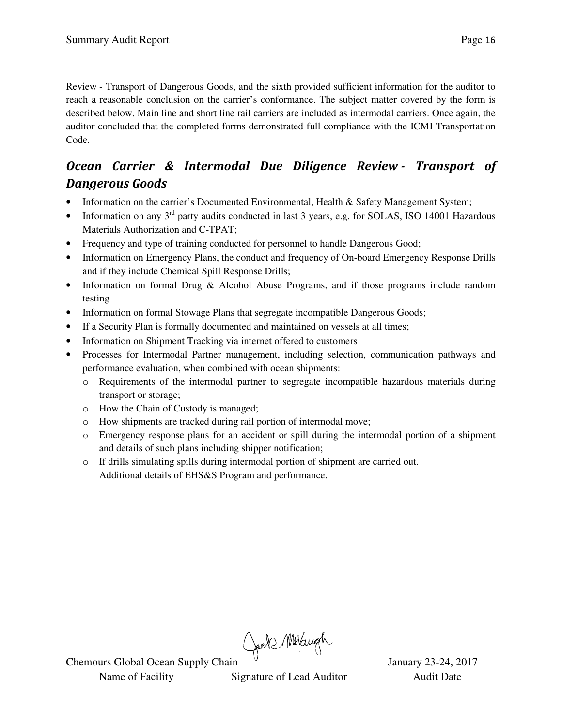Review - Transport of Dangerous Goods, and the sixth provided sufficient information for the auditor to reach a reasonable conclusion on the carrier's conformance. The subject matter covered by the form is described below. Main line and short line rail carriers are included as intermodal carriers. Once again, the auditor concluded that the completed forms demonstrated full compliance with the ICMI Transportation Code.

## *Ocean Carrier & Intermodal Due Diligence Review - Transport of Dangerous Goods*

- Information on the carrier's Documented Environmental, Health & Safety Management System;
- Information on any 3rd party audits conducted in last 3 years, e.g. for SOLAS, ISO 14001 Hazardous Materials Authorization and C-TPAT;
- Frequency and type of training conducted for personnel to handle Dangerous Good;
- Information on Emergency Plans, the conduct and frequency of On-board Emergency Response Drills and if they include Chemical Spill Response Drills;
- Information on formal Drug & Alcohol Abuse Programs, and if those programs include random testing
- Information on formal Stowage Plans that segregate incompatible Dangerous Goods;
- If a Security Plan is formally documented and maintained on vessels at all times;
- Information on Shipment Tracking via internet offered to customers
- Processes for Intermodal Partner management, including selection, communication pathways and performance evaluation, when combined with ocean shipments:
  - Requirements of the intermodal partner to segregate incompatible hazardous materials during transport or storage;
  - How the Chain of Custody is managed;
  - How shipments are tracked during rail portion of intermodal move;
  - Emergency response plans for an accident or spill during the intermodal portion of a shipment and details of such plans including shipper notification;
  - If drills simulating spills during intermodal portion of shipment are carried out.
    Additional details of EHS&S Program and performance.

| | | |
|---|---|---|
| Chemours Global Ocean Supply Chain | Jack McVaugh | January 23-24, 2017 |
| Name of Facility | Signature of Lead Auditor | Audit Date |